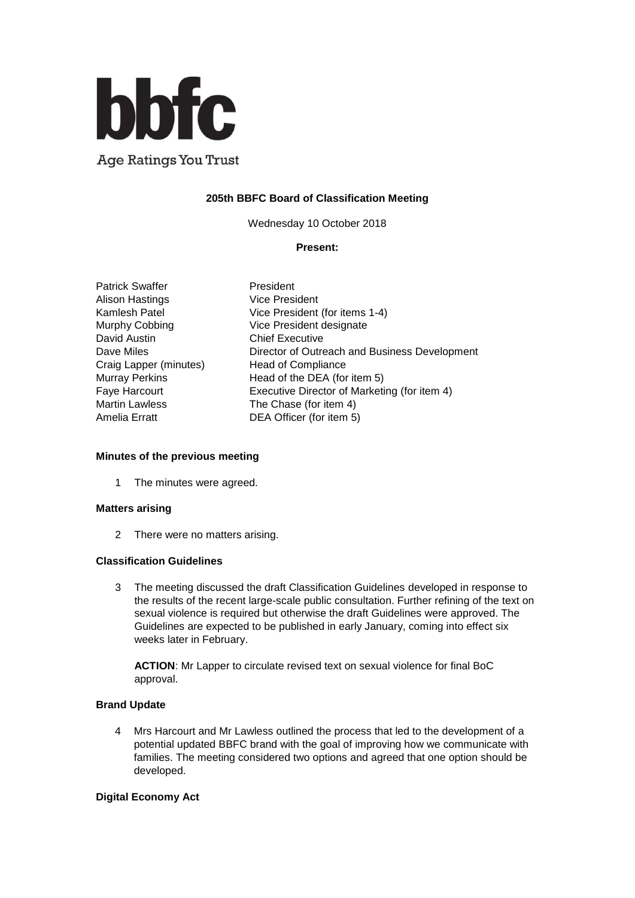**bbfc**

Age Ratings You Trust

**205th BBFC Board of Classification Meeting**

Wednesday 10 October 2018

**Present:**

| | |
|---|---|
| Patrick Swaffer | President |
| Alison Hastings | Vice President |
| Kamlesh Patel | Vice President (for items 1-4) |
| Murphy Cobbing | Vice President designate |
| David Austin | Chief Executive |
| Dave Miles | Director of Outreach and Business Development |
| Craig Lapper (minutes) | Head of Compliance |
| Murray Perkins | Head of the DEA (for item 5) |
| Faye Harcourt | Executive Director of Marketing (for item 4) |
| Martin Lawless | The Chase (for item 4) |
| Amelia Erratt | DEA Officer (for item 5) |

**Minutes of the previous meeting**

1 The minutes were agreed.

**Matters arising**

2 There were no matters arising.

**Classification Guidelines**

3 The meeting discussed the draft Classification Guidelines developed in response to the results of the recent large-scale public consultation. Further refining of the text on sexual violence is required but otherwise the draft Guidelines were approved. The Guidelines are expected to be published in early January, coming into effect six weeks later in February.

**ACTION**: Mr Lapper to circulate revised text on sexual violence for final BoC approval.

**Brand Update**

4 Mrs Harcourt and Mr Lawless outlined the process that led to the development of a potential updated BBFC brand with the goal of improving how we communicate with families. The meeting considered two options and agreed that one option should be developed.

**Digital Economy Act**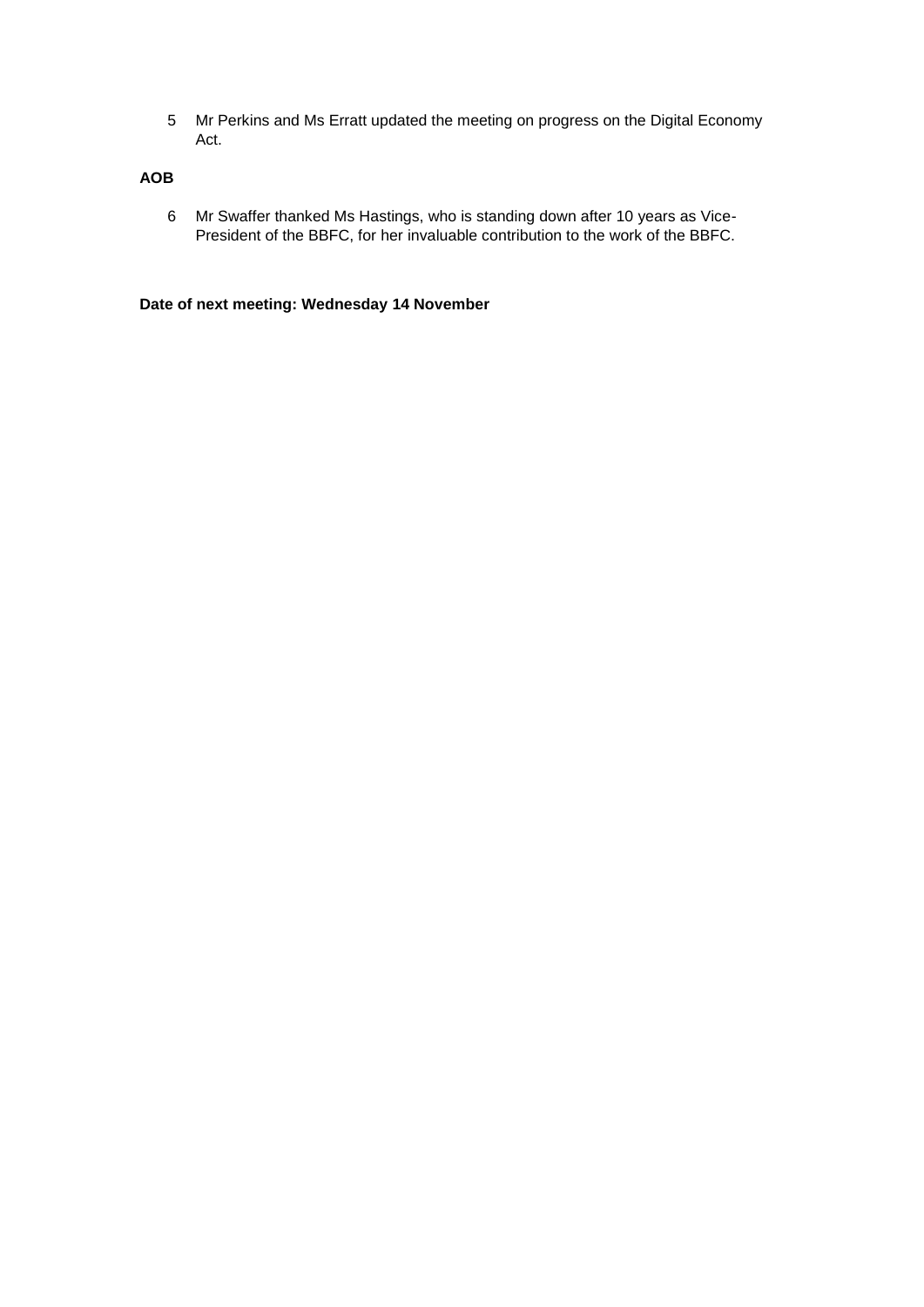5 Mr Perkins and Ms Erratt updated the meeting on progress on the Digital Economy Act.

**AOB**

6 Mr Swaffer thanked Ms Hastings, who is standing down after 10 years as Vice-President of the BBFC, for her invaluable contribution to the work of the BBFC.

**Date of next meeting: Wednesday 14 November**